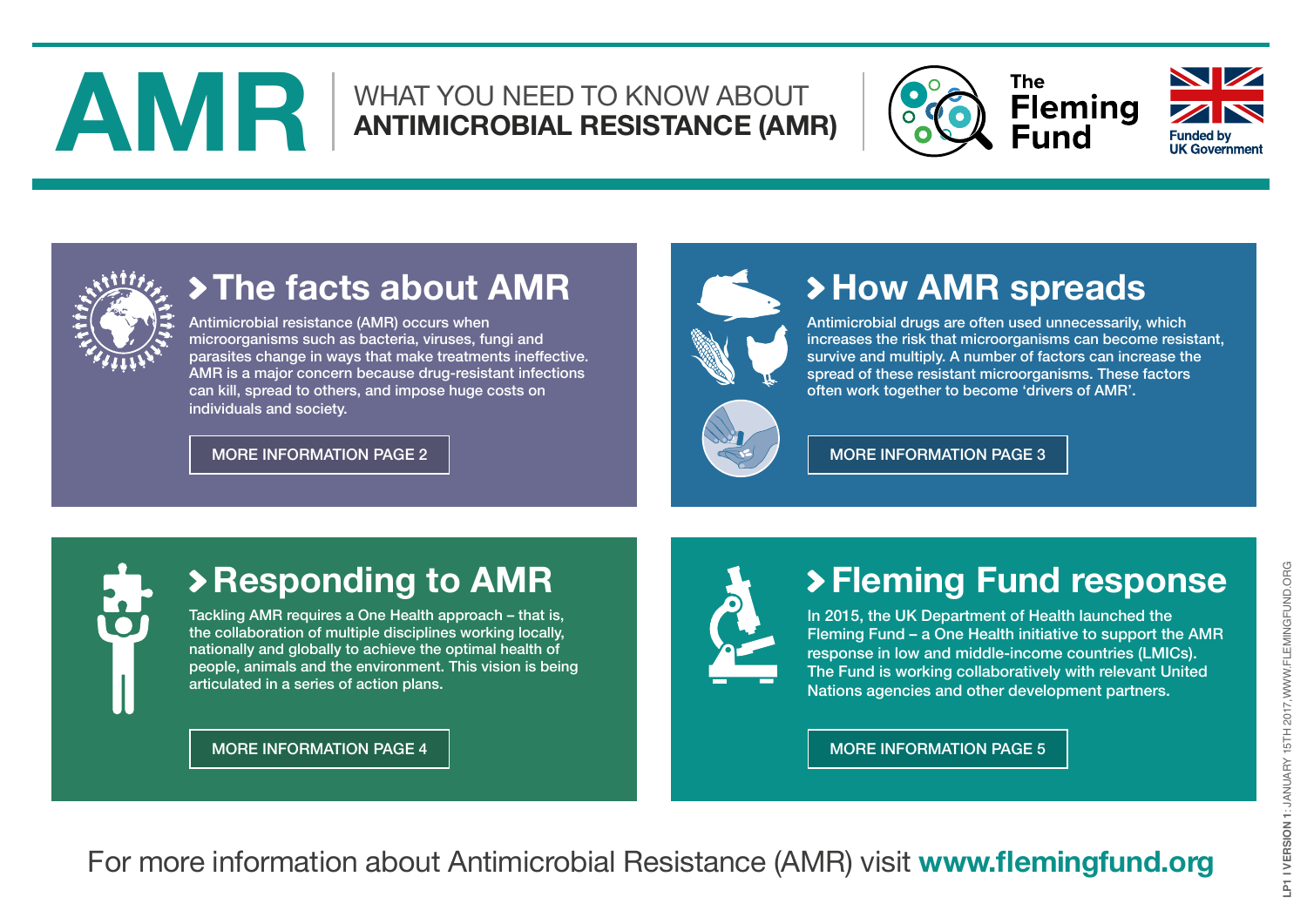# AMR

WHAT YOU NEED TO KNOW ABOUT
**ANTIMICROBIAL RESISTANCE (AMR)**

The Fleming Fund

Funded by UK Government

## The facts about AMR

Antimicrobial resistance (AMR) occurs when microorganisms such as bacteria, viruses, fungi and parasites change in ways that make treatments ineffective. AMR is a major concern because drug-resistant infections can kill, spread to others, and impose huge costs on individuals and society.

MORE INFORMATION PAGE 2

## How AMR spreads

Antimicrobial drugs are often used unnecessarily, which increases the risk that microorganisms can become resistant, survive and multiply. A number of factors can increase the spread of these resistant microorganisms. These factors often work together to become 'drivers of AMR'.

MORE INFORMATION PAGE 3

## Responding to AMR

Tackling AMR requires a One Health approach – that is, the collaboration of multiple disciplines working locally, nationally and globally to achieve the optimal health of people, animals and the environment. This vision is being articulated in a series of action plans.

MORE INFORMATION PAGE 4

## Fleming Fund response

In 2015, the UK Department of Health launched the Fleming Fund – a One Health initiative to support the AMR response in low and middle-income countries (LMICs). The Fund is working collaboratively with relevant United Nations agencies and other development partners.

MORE INFORMATION PAGE 5

For more information about Antimicrobial Resistance (AMR) visit **www.flemingfund.org**

**LP1 I VERSION 1**: JANUARY 15TH 2017, WWW.FLEMINGFUND.ORG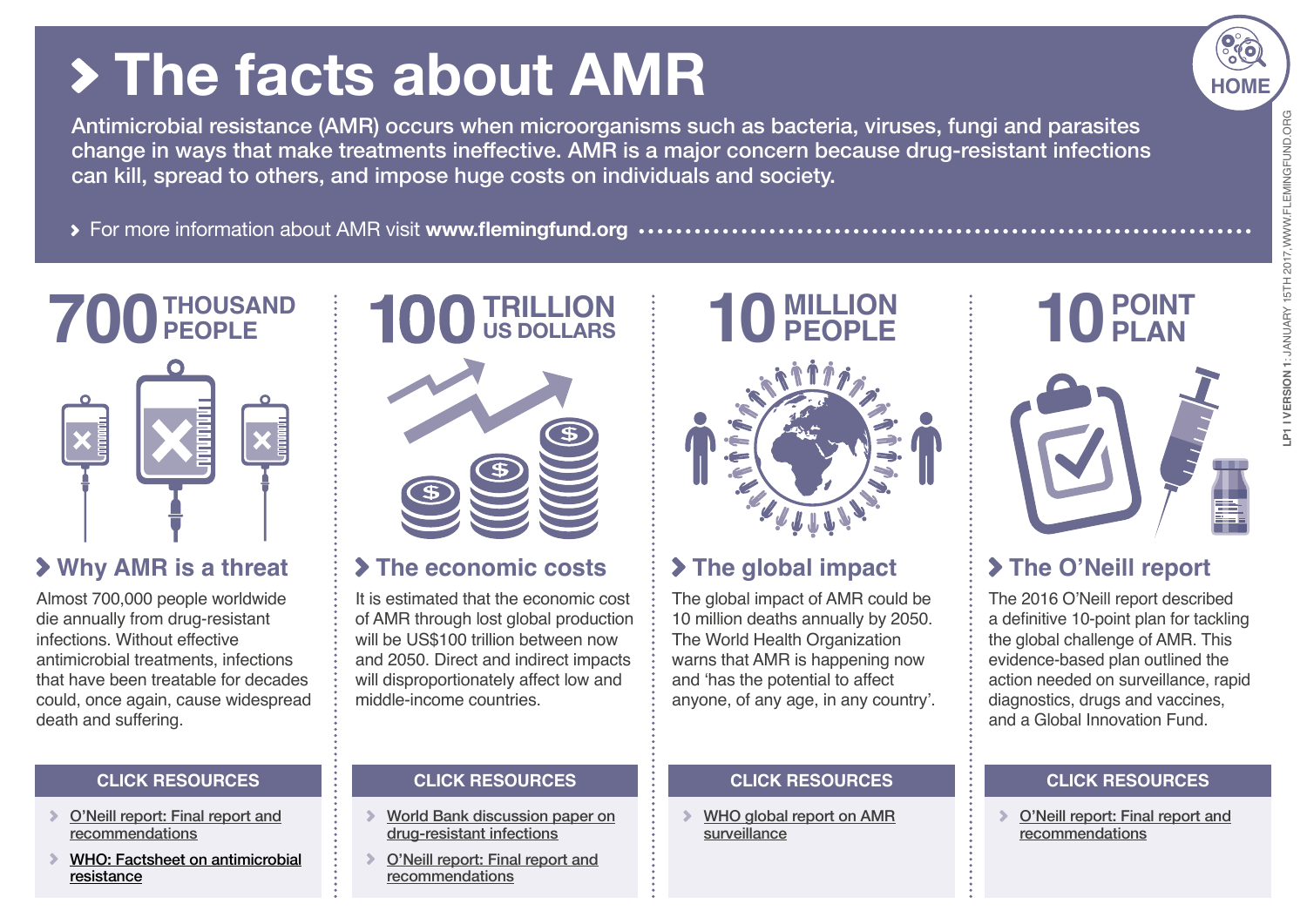# The facts about AMR

Antimicrobial resistance (AMR) occurs when microorganisms such as bacteria, viruses, fungi and parasites change in ways that make treatments ineffective. AMR is a major concern because drug-resistant infections can kill, spread to others, and impose huge costs on individuals and society.

- For more information about AMR visit **www.flemingfund.org**

HOME

LP1 I VERSION 1: JANUARY 15TH 2017, WWW.FLEMINGFUND.ORG

**700 THOUSAND PEOPLE**

## Why AMR is a threat

Almost 700,000 people worldwide die annually from drug-resistant infections. Without effective antimicrobial treatments, infections that have been treatable for decades could, once again, cause widespread death and suffering.

**CLICK RESOURCES**

- O'Neill report: Final report and recommendations
- WHO: Factsheet on antimicrobial resistance

**100 TRILLION US DOLLARS**

## The economic costs

It is estimated that the economic cost of AMR through lost global production will be US$100 trillion between now and 2050. Direct and indirect impacts will disproportionately affect low and middle-income countries.

**CLICK RESOURCES**

- World Bank discussion paper on drug-resistant infections
- O'Neill report: Final report and recommendations

**10 MILLION PEOPLE**

## The global impact

The global impact of AMR could be 10 million deaths annually by 2050. The World Health Organization warns that AMR is happening now and 'has the potential to affect anyone, of any age, in any country'.

**CLICK RESOURCES**

- WHO global report on AMR surveillance

**10 POINT PLAN**

## The O'Neill report

The 2016 O'Neill report described a definitive 10-point plan for tackling the global challenge of AMR. This evidence-based plan outlined the action needed on surveillance, rapid diagnostics, drugs and vaccines, and a Global Innovation Fund.

**CLICK RESOURCES**

- O'Neill report: Final report and recommendations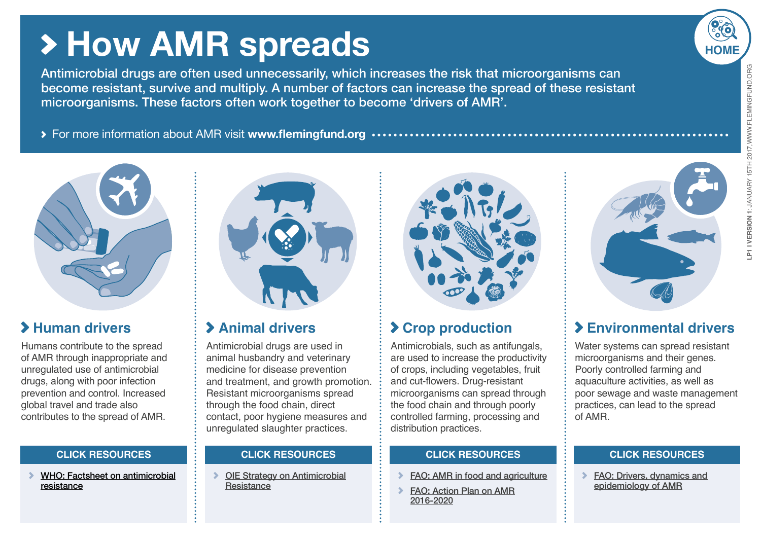# How AMR spreads

Antimicrobial drugs are often used unnecessarily, which increases the risk that microorganisms can become resistant, survive and multiply. A number of factors can increase the spread of these resistant microorganisms. These factors often work together to become 'drivers of AMR'.

For more information about AMR visit **www.flemingfund.org**

HOME

## Human drivers

Humans contribute to the spread of AMR through inappropriate and unregulated use of antimicrobial drugs, along with poor infection prevention and control. Increased global travel and trade also contributes to the spread of AMR.

**CLICK RESOURCES**

- WHO: Factsheet on antimicrobial resistance

## Animal drivers

Antimicrobial drugs are used in animal husbandry and veterinary medicine for disease prevention and treatment, and growth promotion. Resistant microorganisms spread through the food chain, direct contact, poor hygiene measures and unregulated slaughter practices.

**CLICK RESOURCES**

- OIE Strategy on Antimicrobial Resistance

## Crop production

Antimicrobials, such as antifungals, are used to increase the productivity of crops, including vegetables, fruit and cut-flowers. Drug-resistant microorganisms can spread through the food chain and through poorly controlled farming, processing and distribution practices.

**CLICK RESOURCES**

- FAO: AMR in food and agriculture
- FAO: Action Plan on AMR 2016-2020

## Environmental drivers

Water systems can spread resistant microorganisms and their genes. Poorly controlled farming and aquaculture activities, as well as poor sewage and waste management practices, can lead to the spread of AMR.

**CLICK RESOURCES**

- FAO: Drivers, dynamics and epidemiology of AMR

LP1 I VERSION 1: JANUARY 15TH 2017, WWW.FLEMINGFUND.ORG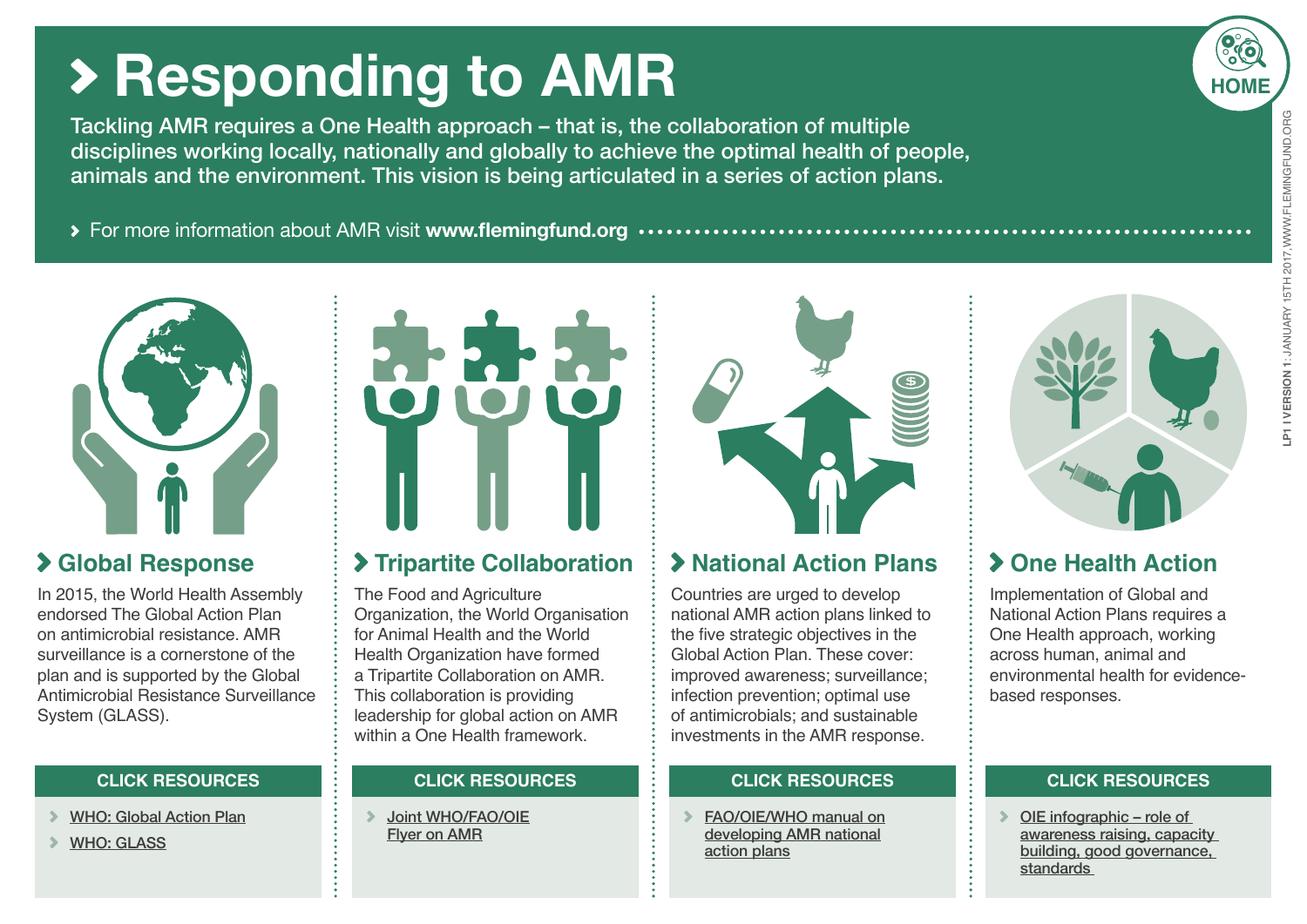# Responding to AMR

Tackling AMR requires a One Health approach – that is, the collaboration of multiple disciplines working locally, nationally and globally to achieve the optimal health of people, animals and the environment. This vision is being articulated in a series of action plans.

For more information about AMR visit **www.flemingfund.org**

## Global Response

In 2015, the World Health Assembly endorsed The Global Action Plan on antimicrobial resistance. AMR surveillance is a cornerstone of the plan and is supported by the Global Antimicrobial Resistance Surveillance System (GLASS).

**CLICK RESOURCES**

- WHO: Global Action Plan
- WHO: GLASS

## Tripartite Collaboration

The Food and Agriculture Organization, the World Organisation for Animal Health and the World Health Organization have formed a Tripartite Collaboration on AMR. This collaboration is providing leadership for global action on AMR within a One Health framework.

**CLICK RESOURCES**

- Joint WHO/FAO/OIE Flyer on AMR

## National Action Plans

Countries are urged to develop national AMR action plans linked to the five strategic objectives in the Global Action Plan. These cover: improved awareness; surveillance; infection prevention; optimal use of antimicrobials; and sustainable investments in the AMR response.

**CLICK RESOURCES**

- FAO/OIE/WHO manual on developing AMR national action plans

## One Health Action

Implementation of Global and National Action Plans requires a One Health approach, working across human, animal and environmental health for evidence-based responses.

**CLICK RESOURCES**

- OIE infographic – role of awareness raising, capacity building, good governance, standards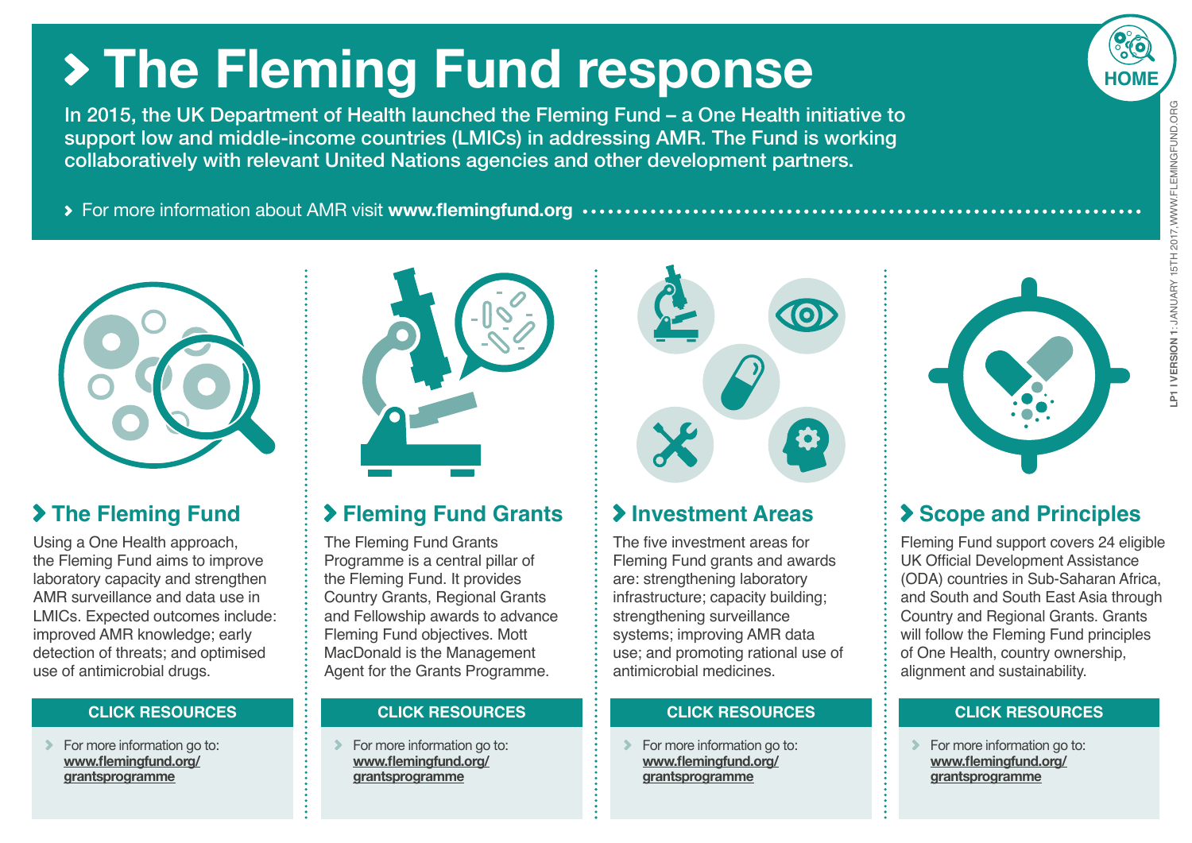# The Fleming Fund response

In 2015, the UK Department of Health launched the Fleming Fund – a One Health initiative to support low and middle-income countries (LMICs) in addressing AMR. The Fund is working collaboratively with relevant United Nations agencies and other development partners.

- For more information about AMR visit **www.flemingfund.org**

## The Fleming Fund

Using a One Health approach, the Fleming Fund aims to improve laboratory capacity and strengthen AMR surveillance and data use in LMICs. Expected outcomes include: improved AMR knowledge; early detection of threats; and optimised use of antimicrobial drugs.

**CLICK RESOURCES**

- For more information go to: **www.flemingfund.org/grantsprogramme**

## Fleming Fund Grants

The Fleming Fund Grants Programme is a central pillar of the Fleming Fund. It provides Country Grants, Regional Grants and Fellowship awards to advance Fleming Fund objectives. Mott MacDonald is the Management Agent for the Grants Programme.

**CLICK RESOURCES**

- For more information go to: **www.flemingfund.org/grantsprogramme**

## Investment Areas

The five investment areas for Fleming Fund grants and awards are: strengthening laboratory infrastructure; capacity building; strengthening surveillance systems; improving AMR data use; and promoting rational use of antimicrobial medicines.

**CLICK RESOURCES**

- For more information go to: **www.flemingfund.org/grantsprogramme**

## Scope and Principles

Fleming Fund support covers 24 eligible UK Official Development Assistance (ODA) countries in Sub-Saharan Africa, and South and South East Asia through Country and Regional Grants. Grants will follow the Fleming Fund principles of One Health, country ownership, alignment and sustainability.

**CLICK RESOURCES**

- For more information go to: **www.flemingfund.org/grantsprogramme**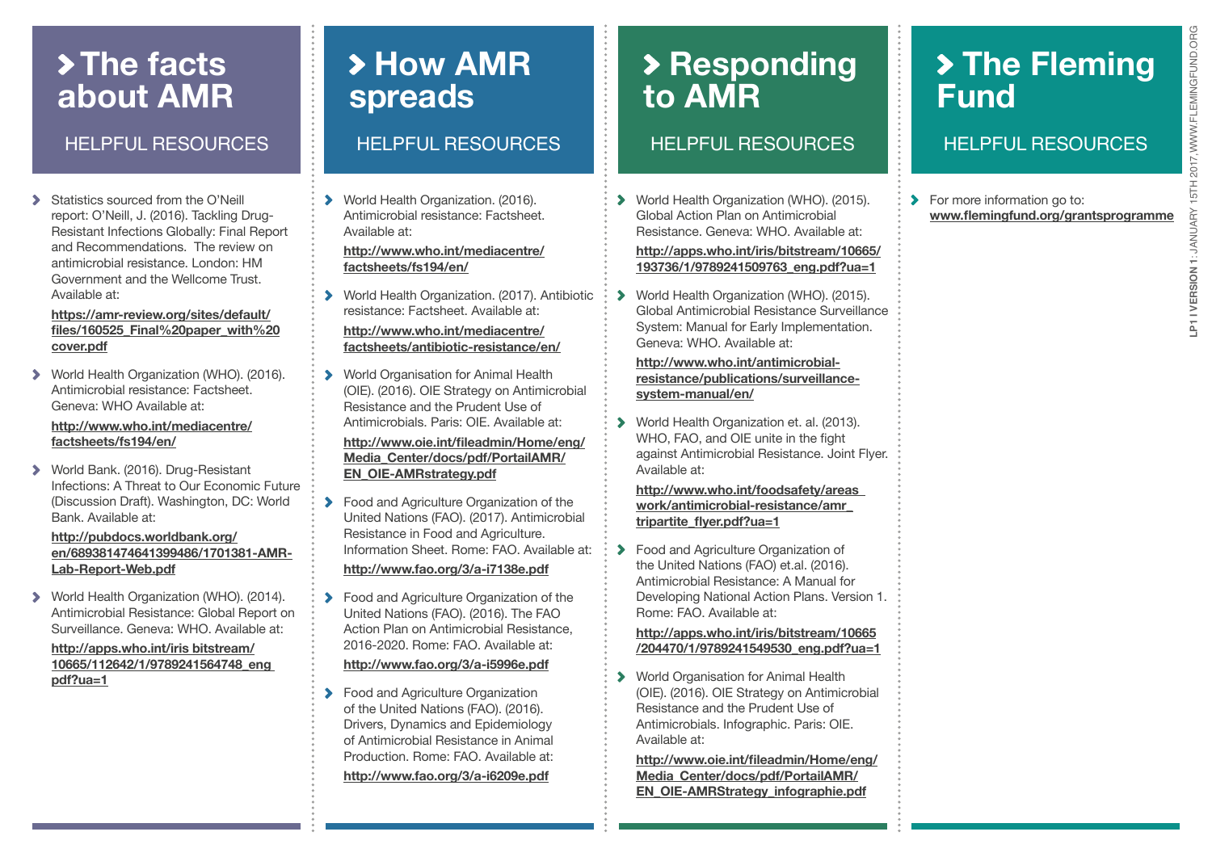# The facts about AMR

## HELPFUL RESOURCES

- Statistics sourced from the O'Neill report: O'Neill, J. (2016). Tackling Drug-Resistant Infections Globally: Final Report and Recommendations. The review on antimicrobial resistance. London: HM Government and the Wellcome Trust. Available at:

  **https://amr-review.org/sites/default/files/160525_Final%20paper_with%20cover.pdf**

- World Health Organization (WHO). (2016). Antimicrobial resistance: Factsheet. Geneva: WHO Available at:

  **http://www.who.int/mediacentre/factsheets/fs194/en/**

- World Bank. (2016). Drug-Resistant Infections: A Threat to Our Economic Future (Discussion Draft). Washington, DC: World Bank. Available at:

  **http://pubdocs.worldbank.org/en/689381474641399486/1701381-AMR-Lab-Report-Web.pdf**

- World Health Organization (WHO). (2014). Antimicrobial Resistance: Global Report on Surveillance. Geneva: WHO. Available at:

  **http://apps.who.int/iris bitstream/10665/112642/1/9789241564748_eng pdf?ua=1**

# How AMR spreads

## HELPFUL RESOURCES

- World Health Organization. (2016). Antimicrobial resistance: Factsheet. Available at:

  **http://www.who.int/mediacentre/factsheets/fs194/en/**

- World Health Organization. (2017). Antibiotic resistance: Factsheet. Available at:

  **http://www.who.int/mediacentre/factsheets/antibiotic-resistance/en/**

- World Organisation for Animal Health (OIE). (2016). OIE Strategy on Antimicrobial Resistance and the Prudent Use of Antimicrobials. Paris: OIE. Available at:

  **http://www.oie.int/fileadmin/Home/eng/Media_Center/docs/pdf/PortailAMR/EN_OIE-AMRstrategy.pdf**

- Food and Agriculture Organization of the United Nations (FAO). (2017). Antimicrobial Resistance in Food and Agriculture. Information Sheet. Rome: FAO. Available at:

  **http://www.fao.org/3/a-i7138e.pdf**

- Food and Agriculture Organization of the United Nations (FAO). (2016). The FAO Action Plan on Antimicrobial Resistance, 2016-2020. Rome: FAO. Available at:

  **http://www.fao.org/3/a-i5996e.pdf**

- Food and Agriculture Organization of the United Nations (FAO). (2016). Drivers, Dynamics and Epidemiology of Antimicrobial Resistance in Animal Production. Rome: FAO. Available at:

  **http://www.fao.org/3/a-i6209e.pdf**

# Responding to AMR

## HELPFUL RESOURCES

- World Health Organization (WHO). (2015). Global Action Plan on Antimicrobial Resistance. Geneva: WHO. Available at:

  **http://apps.who.int/iris/bitstream/10665/193736/1/9789241509763_eng.pdf?ua=1**

- World Health Organization (WHO). (2015). Global Antimicrobial Resistance Surveillance System: Manual for Early Implementation. Geneva: WHO. Available at:

  **http://www.who.int/antimicrobial-resistance/publications/surveillance-system-manual/en/**

- World Health Organization et. al. (2013). WHO, FAO, and OIE unite in the fight against Antimicrobial Resistance. Joint Flyer. Available at:

  **http://www.who.int/foodsafety/areas_work/antimicrobial-resistance/amr_tripartite_flyer.pdf?ua=1**

- Food and Agriculture Organization of the United Nations (FAO) et.al. (2016). Antimicrobial Resistance: A Manual for Developing National Action Plans. Version 1. Rome: FAO. Available at:

  **http://apps.who.int/iris/bitstream/10665/204470/1/9789241549530_eng.pdf?ua=1**

- World Organisation for Animal Health (OIE). (2016). OIE Strategy on Antimicrobial Resistance and the Prudent Use of Antimicrobials. Infographic. Paris: OIE. Available at:

  **http://www.oie.int/fileadmin/Home/eng/Media_Center/docs/pdf/PortailAMR/EN_OIE-AMRStrategy_infographie.pdf**

# The Fleming Fund

## HELPFUL RESOURCES

- For more information go to: **www.flemingfund.org/grantsprogramme**

**LP1 VERSION 1**: JANUARY 15TH 2017, WWW.FLEMINGFUND.ORG